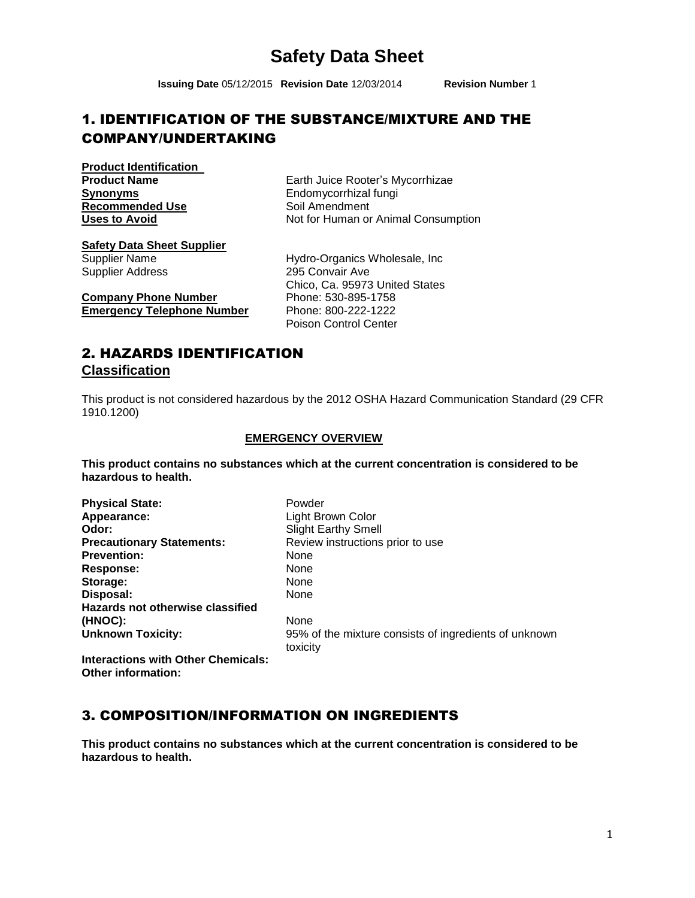# Safety Data Sheet

**Issuing Date** 05/12/2015 **Revision Date** 12/03/2014 **Revision Number** 1

## 1. IDENTIFICATION OF THE SUBSTANCE/MIXTURE AND THE COMPANY/UNDERTAKING

**Product Identification**

| | |
|---|---|
| **Product Name** | Earth Juice Rooter's Mycorrhizae |
| **Synonyms** | Endomycorrhizal fungi |
| **Recommended Use** | Soil Amendment |
| **Uses to Avoid** | Not for Human or Animal Consumption |

**Safety Data Sheet Supplier**

| | |
|---|---|
| Supplier Name | Hydro-Organics Wholesale, Inc |
| Supplier Address | 295 Convair Ave<br>Chico, Ca. 95973 United States |
| **Company Phone Number** | Phone: 530-895-1758 |
| **Emergency Telephone Number** | Phone: 800-222-1222<br>Poison Control Center |

## 2. HAZARDS IDENTIFICATION

### Classification

This product is not considered hazardous by the 2012 OSHA Hazard Communication Standard (29 CFR 1910.1200)

**EMERGENCY OVERVIEW**

**This product contains no substances which at the current concentration is considered to be hazardous to health.**

| | |
|---|---|
| **Physical State:** | Powder |
| **Appearance:** | Light Brown Color |
| **Odor:** | Slight Earthy Smell |
| **Precautionary Statements:** | Review instructions prior to use |
| **Prevention:** | None |
| **Response:** | None |
| **Storage:** | None |
| **Disposal:** | None |
| **Hazards not otherwise classified (HNOC):** | None |
| **Unknown Toxicity:** | 95% of the mixture consists of ingredients of unknown toxicity |
| **Interactions with Other Chemicals:** | |
| **Other information:** | |

## 3. COMPOSITION/INFORMATION ON INGREDIENTS

**This product contains no substances which at the current concentration is considered to be hazardous to health.**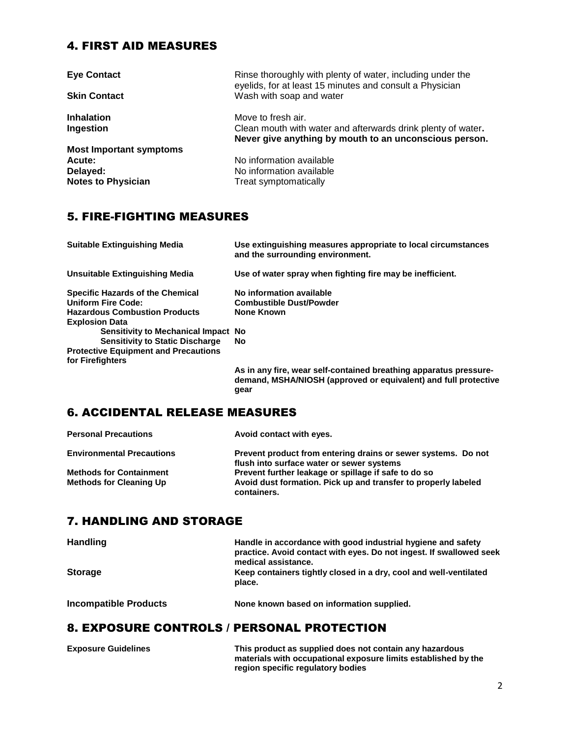## 4. FIRST AID MEASURES

| | |
|---|---|
| **Eye Contact** | Rinse thoroughly with plenty of water, including under the eyelids, for at least 15 minutes and consult a Physician |
| **Skin Contact** | Wash with soap and water |
| **Inhalation** | Move to fresh air. |
| **Ingestion** | Clean mouth with water and afterwards drink plenty of water. **Never give anything by mouth to an unconscious person.** |
| **Most Important symptoms** | |
| **Acute:** | No information available |
| **Delayed:** | No information available |
| **Notes to Physician** | Treat symptomatically |

## 5. FIRE-FIGHTING MEASURES

| | |
|---|---|
| **Suitable Extinguishing Media** | **Use extinguishing measures appropriate to local circumstances and the surrounding environment.** |
| **Unsuitable Extinguishing Media** | **Use of water spray when fighting fire may be inefficient.** |
| **Specific Hazards of the Chemical** | **No information available** |
| **Uniform Fire Code:** | **Combustible Dust/Powder** |
| **Hazardous Combustion Products** | **None Known** |
| **Explosion Data** | |
| **Sensitivity to Mechanical Impact** | **No** |
| **Sensitivity to Static Discharge** | **No** |
| **Protective Equipment and Precautions for Firefighters** | **As in any fire, wear self-contained breathing apparatus pressure-demand, MSHA/NIOSH (approved or equivalent) and full protective gear** |

## 6. ACCIDENTAL RELEASE MEASURES

| | |
|---|---|
| **Personal Precautions** | **Avoid contact with eyes.** |
| **Environmental Precautions** | **Prevent product from entering drains or sewer systems. Do not flush into surface water or sewer systems** |
| **Methods for Containment** | **Prevent further leakage or spillage if safe to do so** |
| **Methods for Cleaning Up** | **Avoid dust formation. Pick up and transfer to properly labeled containers.** |

## 7. HANDLING AND STORAGE

| | |
|---|---|
| **Handling** | **Handle in accordance with good industrial hygiene and safety practice. Avoid contact with eyes. Do not ingest. If swallowed seek medical assistance.** |
| **Storage** | **Keep containers tightly closed in a dry, cool and well-ventilated place.** |
| **Incompatible Products** | **None known based on information supplied.** |

## 8. EXPOSURE CONTROLS / PERSONAL PROTECTION

| | |
|---|---|
| **Exposure Guidelines** | **This product as supplied does not contain any hazardous materials with occupational exposure limits established by the region specific regulatory bodies** |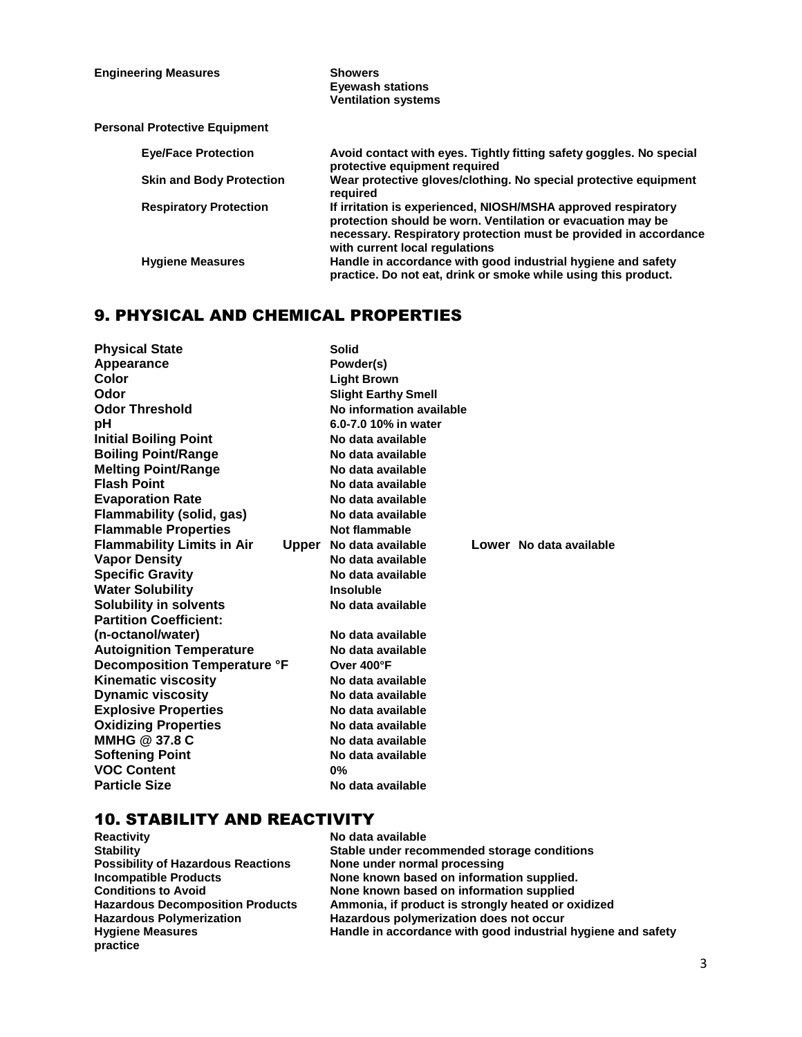| | |
|---|---|
| **Engineering Measures** | **Showers**<br>**Eyewash stations**<br>**Ventilation systems** |

**Personal Protective Equipment**

| | |
|---|---|
| **Eye/Face Protection** | **Avoid contact with eyes. Tightly fitting safety goggles. No special protective equipment required** |
| **Skin and Body Protection** | **Wear protective gloves/clothing. No special protective equipment required** |
| **Respiratory Protection** | **If irritation is experienced, NIOSH/MSHA approved respiratory protection should be worn. Ventilation or evacuation may be necessary. Respiratory protection must be provided in accordance with current local regulations** |
| **Hygiene Measures** | **Handle in accordance with good industrial hygiene and safety practice. Do not eat, drink or smoke while using this product.** |

## 9. PHYSICAL AND CHEMICAL PROPERTIES

| | |
|---|---|
| **Physical State** | **Solid** |
| **Appearance** | **Powder(s)** |
| **Color** | **Light Brown** |
| **Odor** | **Slight Earthy Smell** |
| **Odor Threshold** | **No information available** |
| **pH** | **6.0-7.0 10% in water** |
| **Initial Boiling Point** | **No data available** |
| **Boiling Point/Range** | **No data available** |
| **Melting Point/Range** | **No data available** |
| **Flash Point** | **No data available** |
| **Evaporation Rate** | **No data available** |
| **Flammability (solid, gas)** | **No data available** |
| **Flammable Properties** | **Not flammable** |
| **Flammability Limits in Air** | **Upper No data available** **Lower No data available** |
| **Vapor Density** | **No data available** |
| **Specific Gravity** | **No data available** |
| **Water Solubility** | **Insoluble** |
| **Solubility in solvents** | **No data available** |
| **Partition Coefficient: (n-octanol/water)** | **No data available** |
| **Autoignition Temperature** | **No data available** |
| **Decomposition Temperature °F** | **Over 400°F** |
| **Kinematic viscosity** | **No data available** |
| **Dynamic viscosity** | **No data available** |
| **Explosive Properties** | **No data available** |
| **Oxidizing Properties** | **No data available** |
| **MMHG @ 37.8 C** | **No data available** |
| **Softening Point** | **No data available** |
| **VOC Content** | **0%** |
| **Particle Size** | **No data available** |

## 10. STABILITY AND REACTIVITY

| | |
|---|---|
| **Reactivity** | **No data available** |
| **Stability** | **Stable under recommended storage conditions** |
| **Possibility of Hazardous Reactions** | **None under normal processing** |
| **Incompatible Products** | **None known based on information supplied.** |
| **Conditions to Avoid** | **None known based on information supplied** |
| **Hazardous Decomposition Products** | **Ammonia, if product is strongly heated or oxidized** |
| **Hazardous Polymerization** | **Hazardous polymerization does not occur** |
| **Hygiene Measures** | **Handle in accordance with good industrial hygiene and safety practice** |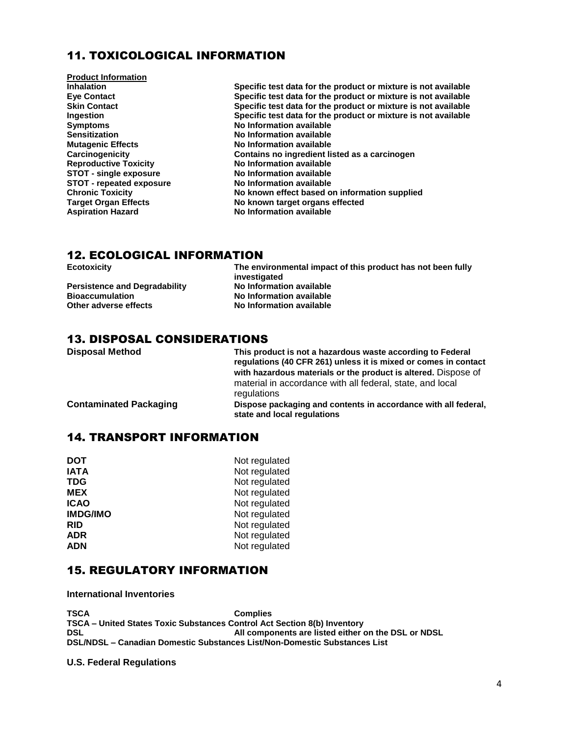## 11. TOXICOLOGICAL INFORMATION

**Product Information**

| | |
|---|---|
| **Inhalation** | **Specific test data for the product or mixture is not available** |
| **Eye Contact** | **Specific test data for the product or mixture is not available** |
| **Skin Contact** | **Specific test data for the product or mixture is not available** |
| **Ingestion** | **Specific test data for the product or mixture is not available** |
| **Symptoms** | **No Information available** |
| **Sensitization** | **No Information available** |
| **Mutagenic Effects** | **No Information available** |
| **Carcinogenicity** | **Contains no ingredient listed as a carcinogen** |
| **Reproductive Toxicity** | **No Information available** |
| **STOT - single exposure** | **No Information available** |
| **STOT - repeated exposure** | **No Information available** |
| **Chronic Toxicity** | **No known effect based on information supplied** |
| **Target Organ Effects** | **No known target organs effected** |
| **Aspiration Hazard** | **No Information available** |

## 12. ECOLOGICAL INFORMATION

| | |
|---|---|
| **Ecotoxicity** | **The environmental impact of this product has not been fully investigated** |
| **Persistence and Degradability** | **No Information available** |
| **Bioaccumulation** | **No Information available** |
| **Other adverse effects** | **No Information available** |

## 13. DISPOSAL CONSIDERATIONS

| | |
|---|---|
| **Disposal Method** | **This product is not a hazardous waste according to Federal regulations (40 CFR 261) unless it is mixed or comes in contact with hazardous materials or the product is altered.** Dispose of material in accordance with all federal, state, and local regulations |
| **Contaminated Packaging** | **Dispose packaging and contents in accordance with all federal, state and local regulations** |

## 14. TRANSPORT INFORMATION

| | |
|---|---|
| **DOT** | Not regulated |
| **IATA** | Not regulated |
| **TDG** | Not regulated |
| **MEX** | Not regulated |
| **ICAO** | Not regulated |
| **IMDG/IMO** | Not regulated |
| **RID** | Not regulated |
| **ADR** | Not regulated |
| **ADN** | Not regulated |

## 15. REGULATORY INFORMATION

**International Inventories**

**TSCA** **Complies**

**TSCA – United States Toxic Substances Control Act Section 8(b) Inventory**

**DSL** **All components are listed either on the DSL or NDSL**

**DSL/NDSL – Canadian Domestic Substances List/Non-Domestic Substances List**

**U.S. Federal Regulations**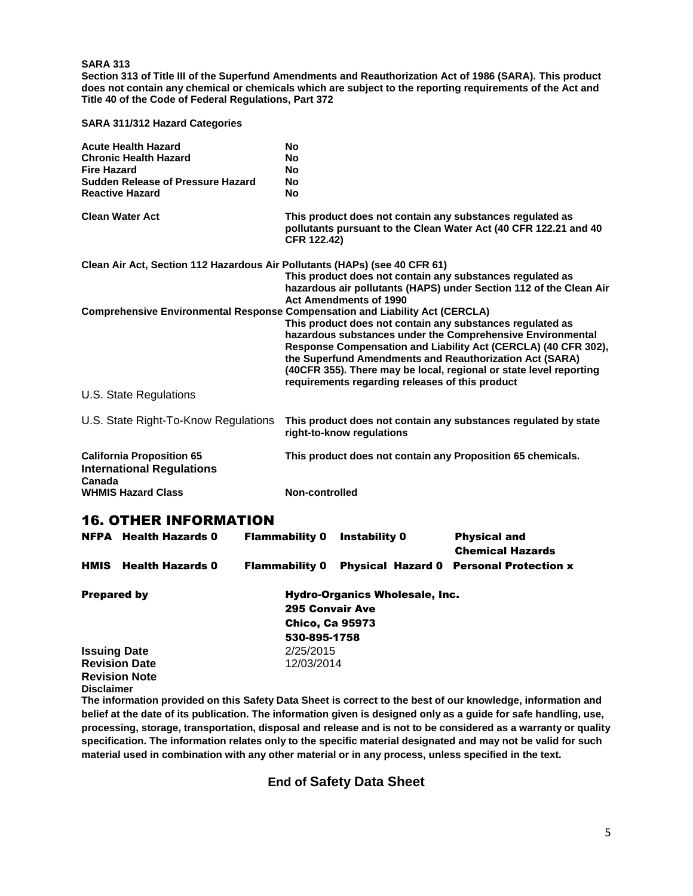**SARA 313**

**Section 313 of Title III of the Superfund Amendments and Reauthorization Act of 1986 (SARA). This product does not contain any chemical or chemicals which are subject to the reporting requirements of the Act and Title 40 of the Code of Federal Regulations, Part 372**

**SARA 311/312 Hazard Categories**

| | |
|---|---|
| **Acute Health Hazard** | **No** |
| **Chronic Health Hazard** | **No** |
| **Fire Hazard** | **No** |
| **Sudden Release of Pressure Hazard** | **No** |
| **Reactive Hazard** | **No** |

| | |
|---|---|
| **Clean Water Act** | **This product does not contain any substances regulated as pollutants pursuant to the Clean Water Act (40 CFR 122.21 and 40 CFR 122.42)** |

**Clean Air Act, Section 112 Hazardous Air Pollutants (HAPs) (see 40 CFR 61)**

**This product does not contain any substances regulated as hazardous air pollutants (HAPS) under Section 112 of the Clean Air Act Amendments of 1990**

**Comprehensive Environmental Response Compensation and Liability Act (CERCLA)**

**This product does not contain any substances regulated as hazardous substances under the Comprehensive Environmental Response Compensation and Liability Act (CERCLA) (40 CFR 302), the Superfund Amendments and Reauthorization Act (SARA) (40CFR 355). There may be local, regional or state level reporting requirements regarding releases of this product**

U.S. State Regulations

| | |
|---|---|
| U.S. State Right-To-Know Regulations | **This product does not contain any substances regulated by state right-to-know regulations** |
| **California Proposition 65** | **This product does not contain any Proposition 65 chemicals.** |

**International Regulations**

**Canada**

| | |
|---|---|
| **WHMIS Hazard Class** | **Non-controlled** |

## 16. OTHER INFORMATION

| | | | | |
|---|---|---|---|---|
| **NFPA** | **Health Hazards 0** | **Flammability 0** | **Instability 0** | **Physical and Chemical Hazards** |
| **HMIS** | **Health Hazards 0** | **Flammability 0** | **Physical Hazard 0** | **Personal Protection x** |

**Prepared by**

**Hydro-Organics Wholesale, Inc.**
**295 Convair Ave**
**Chico, Ca 95973**
**530-895-1758**

| | |
|---|---|
| **Issuing Date** | 2/25/2015 |
| **Revision Date** | 12/03/2014 |
| **Revision Note** | |

**Disclaimer**

**The information provided on this Safety Data Sheet is correct to the best of our knowledge, information and belief at the date of its publication. The information given is designed only as a guide for safe handling, use, processing, storage, transportation, disposal and release and is not to be considered as a warranty or quality specification. The information relates only to the specific material designated and may not be valid for such material used in combination with any other material or in any process, unless specified in the text.**

**End of Safety Data Sheet**